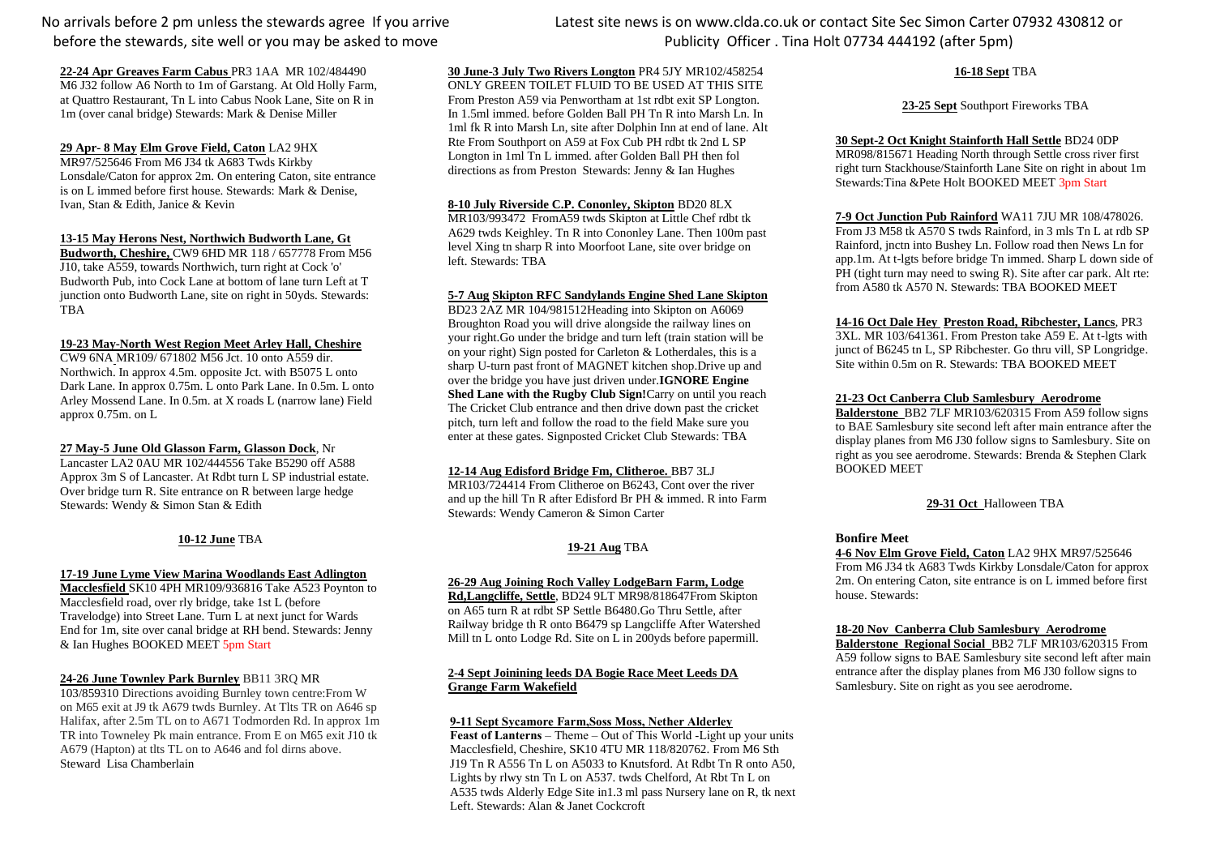No arrivals before 2 pm unless the stewards agree If you arrive before the stewards, site well or you may be asked to move

Latest site news is on www.clda.co.uk or contact Site Sec Simon Carter 07932 430812 or Publicity Officer . Tina Holt 07734 444192 (after 5pm)

**22-24 Apr Greaves Farm Cabus** PR3 1AA MR 102/484490 M6 J32 follow A6 North to 1m of Garstang. At Old Holly Farm, at Quattro Restaurant, Tn L into Cabus Nook Lane, Site on R in 1m (over canal bridge) Stewards: Mark & Denise Miller

**29 Apr- 8 May Elm Grove Field, Caton** LA2 9HX MR97/525646 From M6 J34 tk A683 Twds Kirkby Lonsdale/Caton for approx 2m. On entering Caton, site entrance is on L immed before first house. Stewards: Mark & Denise, Ivan, Stan & Edith, Janice & Kevin

**13-15 May Herons Nest, Northwich Budworth Lane, Gt Budworth, Cheshire,** CW9 6HD MR 118 / 657778 From M56 J10, take A559, towards Northwich, turn right at Cock 'o' Budworth Pub, into Cock Lane at bottom of lane turn Left at T junction onto Budworth Lane, site on right in 50yds. Stewards: TBA

**19-23 May-North West Region Meet Arley Hall, Cheshire** CW9 6NA MR109/ 671802 M56 Jct. 10 onto A559 dir. Northwich. In approx 4.5m. opposite Jct. with B5075 L onto Dark Lane. In approx 0.75m. L onto Park Lane. In 0.5m. L onto Arley Mossend Lane. In 0.5m. at X roads L (narrow lane) Field approx 0.75m. on L

**27 May-5 June Old Glasson Farm, Glasson Dock**, Nr Lancaster LA2 0AU MR 102/444556 Take B5290 off A588 Approx 3m S of Lancaster. At Rdbt turn L SP industrial estate. Over bridge turn R. Site entrance on R between large hedge Stewards: Wendy & Simon Stan & Edith

**10-12 June** TBA

**17-19 June Lyme View Marina Woodlands East Adlington Macclesfield** SK10 4PH MR109/936816 Take A523 Poynton to Macclesfield road, over rly bridge, take 1st L (before Travelodge) into Street Lane. Turn L at next junct for Wards End for 1m, site over canal bridge at RH bend. Stewards: Jenny & Ian Hughes BOOKED MEET 5pm Start

**24-26 June Townley Park Burnley** BB11 3RQ MR 103/859310 Directions avoiding Burnley town centre:From W on M65 exit at J9 tk A679 twds Burnley. At Tlts TR on A646 sp Halifax, after 2.5m TL on to A671 Todmorden Rd. In approx 1m TR into Towneley Pk main entrance. From E on M65 exit J10 tk A679 (Hapton) at tlts TL on to A646 and fol dirns above. Steward Lisa Chamberlain

**30 June-3 July Two Rivers Longton** PR4 5JY MR102/458254 ONLY GREEN TOILET FLUID TO BE USED AT THIS SITE From Preston A59 via Penwortham at 1st rdbt exit SP Longton. In 1.5ml immed. before Golden Ball PH Tn R into Marsh Ln. In 1ml fk R into Marsh Ln, site after Dolphin Inn at end of lane. Alt Rte From Southport on A59 at Fox Cub PH rdbt tk 2nd L SP Longton in 1ml Tn L immed. after Golden Ball PH then fol directions as from Preston Stewards: Jenny & Ian Hughes

**8-10 July Riverside C.P. Cononley, Skipton** BD20 8LX MR103/993472 FromA59 twds Skipton at Little Chef rdbt tk A629 twds Keighley. Tn R into Cononley Lane. Then 100m past level Xing tn sharp R into Moorfoot Lane, site over bridge on left. Stewards: TBA

**5-7 Aug Skipton RFC Sandylands Engine Shed Lane Skipton** BD23 2AZ MR 104/981512Heading into Skipton on A6069 Broughton Road you will drive alongside the railway lines on your right.Go under the bridge and turn left (train station will be on your right) Sign posted for Carleton & Lotherdales, this is a sharp U-turn past front of MAGNET kitchen shop.Drive up and over the bridge you have just driven under.**IGNORE Engine Shed Lane with the Rugby Club Sign!**Carry on until you reach The Cricket Club entrance and then drive down past the cricket pitch, turn left and follow the road to the field Make sure you enter at these gates. Signposted Cricket Club Stewards: TBA

**12-14 Aug Edisford Bridge Fm, Clitheroe.** BB7 3LJ MR103/724414 From Clitheroe on B6243, Cont over the river and up the hill Tn R after Edisford Br PH & immed. R into Farm Stewards: Wendy Cameron & Simon Carter

**19-21 Aug** TBA

**26-29 Aug Joining Roch Valley LodgeBarn Farm, Lodge Rd,Langcliffe, Settle**, BD24 9LT MR98/818647From Skipton on A65 turn R at rdbt SP Settle B6480.Go Thru Settle, after Railway bridge th R onto B6479 sp Langcliffe After Watershed Mill tn L onto Lodge Rd. Site on L in 200yds before papermill.

**2-4 Sept Joinining leeds DA Bogie Race Meet Leeds DA Grange Farm Wakefield**

**9-11 Sept Sycamore Farm,Soss Moss, Nether Alderley**
**Feast of Lanterns** – Theme – Out of This World -Light up your units Macclesfield, Cheshire, SK10 4TU MR 118/820762. From M6 Sth J19 Tn R A556 Tn L on A5033 to Knutsford. At Rdbt Tn R onto A50, Lights by rlwy stn Tn L on A537. twds Chelford, At Rbt Tn L on A535 twds Alderly Edge Site in1.3 ml pass Nursery lane on R, tk next Left. Stewards: Alan & Janet Cockcroft

**16-18 Sept** TBA

**23-25 Sept** Southport Fireworks TBA

**30 Sept-2 Oct Knight Stainforth Hall Settle** BD24 0DP MR098/815671 Heading North through Settle cross river first right turn Stackhouse/Stainforth Lane Site on right in about 1m Stewards:Tina &Pete Holt BOOKED MEET 3pm Start

**7-9 Oct Junction Pub Rainford** WA11 7JU MR 108/478026. From J3 M58 tk A570 S twds Rainford, in 3 mls Tn L at rdb SP Rainford, jnctn into Bushey Ln. Follow road then News Ln for app.1m. At t-lgts before bridge Tn immed. Sharp L down side of PH (tight turn may need to swing R). Site after car park. Alt rte: from A580 tk A570 N. Stewards: TBA BOOKED MEET

**14-16 Oct Dale Hey Preston Road, Ribchester, Lancs**, PR3 3XL. MR 103/641361. From Preston take A59 E. At t-lgts with junct of B6245 tn L, SP Ribchester. Go thru vill, SP Longridge. Site within 0.5m on R. Stewards: TBA BOOKED MEET

**21-23 Oct Canberra Club Samlesbury Aerodrome Balderstone** BB2 7LF MR103/620315 From A59 follow signs to BAE Samlesbury site second left after main entrance after the display planes from M6 J30 follow signs to Samlesbury. Site on right as you see aerodrome. Stewards: Brenda & Stephen Clark BOOKED MEET

**29-31 Oct** Halloween TBA

**Bonfire Meet**
**4-6 Nov Elm Grove Field, Caton** LA2 9HX MR97/525646 From M6 J34 tk A683 Twds Kirkby Lonsdale/Caton for approx 2m. On entering Caton, site entrance is on L immed before first house. Stewards:

**18-20 Nov Canberra Club Samlesbury Aerodrome Balderstone Regional Social** BB2 7LF MR103/620315 From A59 follow signs to BAE Samlesbury site second left after main entrance after the display planes from M6 J30 follow signs to Samlesbury. Site on right as you see aerodrome.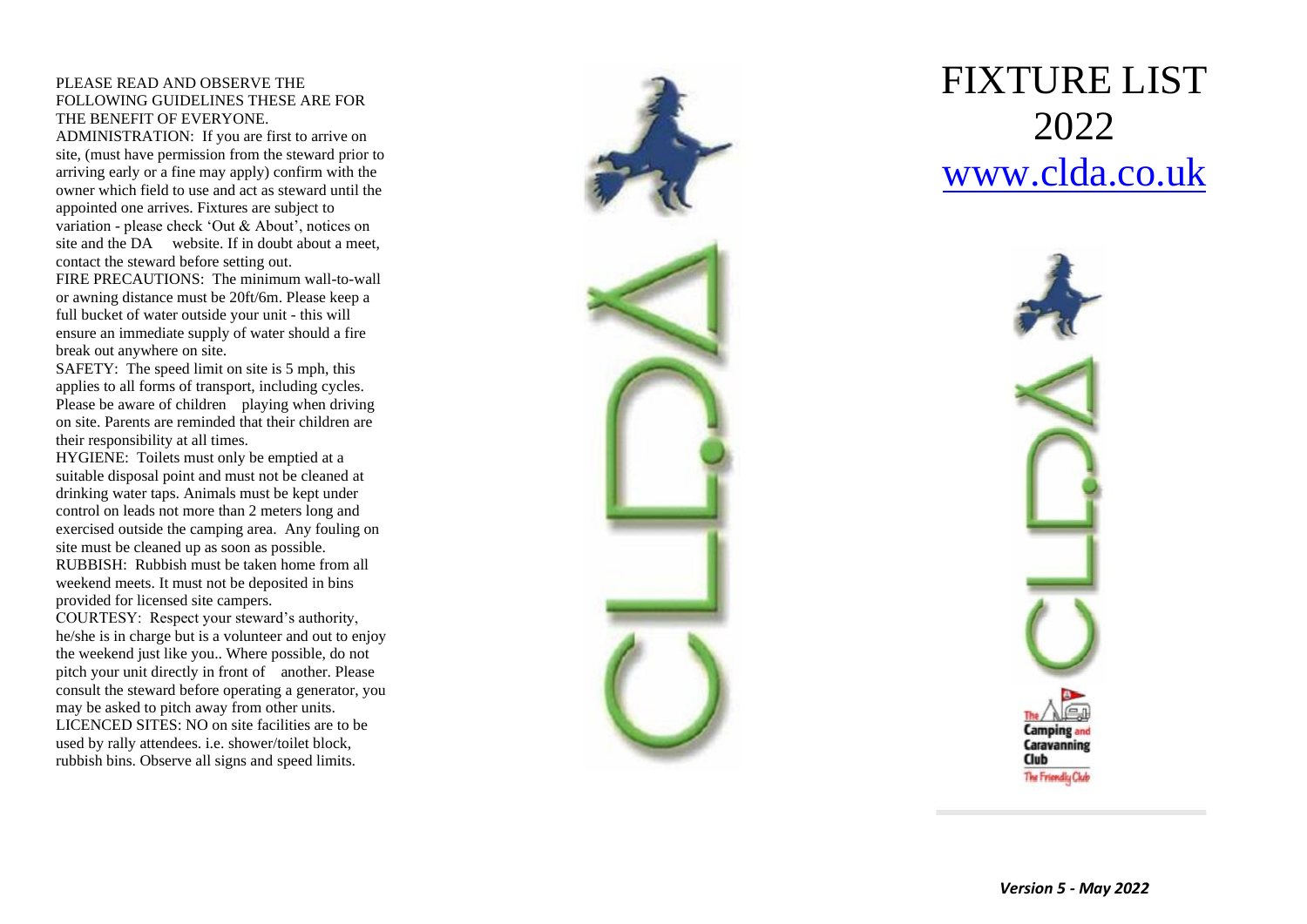PLEASE READ AND OBSERVE THE FOLLOWING GUIDELINES THESE ARE FOR THE BENEFIT OF EVERYONE.

ADMINISTRATION: If you are first to arrive on site, (must have permission from the steward prior to arriving early or a fine may apply) confirm with the owner which field to use and act as steward until the appointed one arrives. Fixtures are subject to variation - please check 'Out & About', notices on site and the DA website. If in doubt about a meet, contact the steward before setting out.

FIRE PRECAUTIONS: The minimum wall-to-wall or awning distance must be 20ft/6m. Please keep a full bucket of water outside your unit - this will ensure an immediate supply of water should a fire break out anywhere on site.

SAFETY: The speed limit on site is 5 mph, this applies to all forms of transport, including cycles. Please be aware of children playing when driving on site. Parents are reminded that their children are their responsibility at all times.

HYGIENE: Toilets must only be emptied at a suitable disposal point and must not be cleaned at drinking water taps. Animals must be kept under control on leads not more than 2 meters long and exercised outside the camping area. Any fouling on site must be cleaned up as soon as possible.

RUBBISH: Rubbish must be taken home from all weekend meets. It must not be deposited in bins provided for licensed site campers.

COURTESY: Respect your steward's authority, he/she is in charge but is a volunteer and out to enjoy the weekend just like you.. Where possible, do not pitch your unit directly in front of another. Please consult the steward before operating a generator, you may be asked to pitch away from other units.

LICENCED SITES: NO on site facilities are to be used by rally attendees. i.e. shower/toilet block, rubbish bins. Observe all signs and speed limits.

CLDA

# FIXTURE LIST 2022

www.clda.co.uk

CLDA

The Camping and Caravanning Club

The Friendly Club

*Version 5 - May 2022*